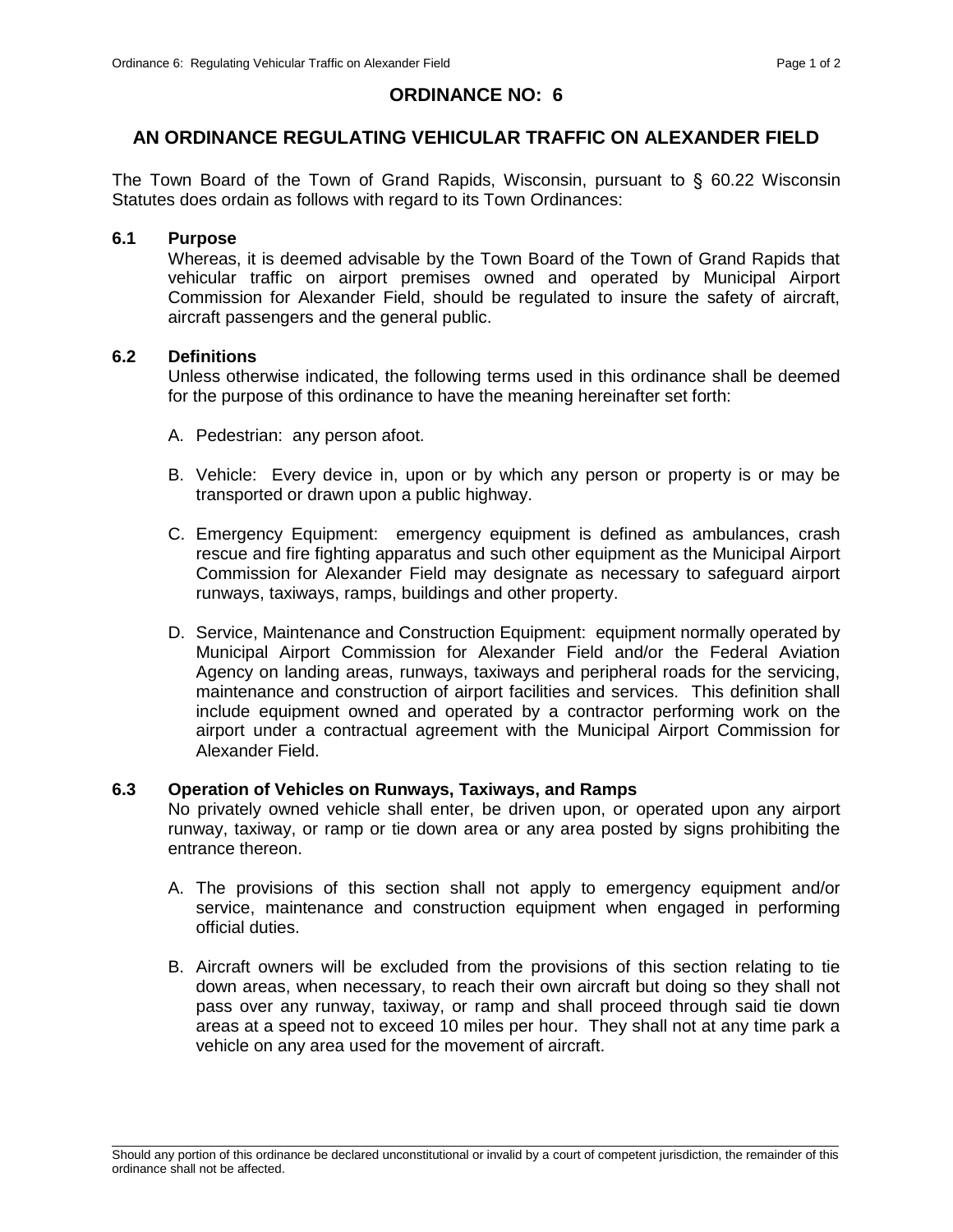# ORDINANCE NO: 6

## AN ORDINANCE REGULATING VEHICULAR TRAFFIC ON ALEXANDER FIELD

The Town Board of the Town of Grand Rapids, Wisconsin, pursuant to § 60.22 Wisconsin Statutes does ordain as follows with regard to its Town Ordinances:

### 6.1 Purpose

Whereas, it is deemed advisable by the Town Board of the Town of Grand Rapids that vehicular traffic on airport premises owned and operated by Municipal Airport Commission for Alexander Field, should be regulated to insure the safety of aircraft, aircraft passengers and the general public.

### 6.2 Definitions

Unless otherwise indicated, the following terms used in this ordinance shall be deemed for the purpose of this ordinance to have the meaning hereinafter set forth:

A. Pedestrian: any person afoot.

B. Vehicle: Every device in, upon or by which any person or property is or may be transported or drawn upon a public highway.

C. Emergency Equipment: emergency equipment is defined as ambulances, crash rescue and fire fighting apparatus and such other equipment as the Municipal Airport Commission for Alexander Field may designate as necessary to safeguard airport runways, taxiways, ramps, buildings and other property.

D. Service, Maintenance and Construction Equipment: equipment normally operated by Municipal Airport Commission for Alexander Field and/or the Federal Aviation Agency on landing areas, runways, taxiways and peripheral roads for the servicing, maintenance and construction of airport facilities and services. This definition shall include equipment owned and operated by a contractor performing work on the airport under a contractual agreement with the Municipal Airport Commission for Alexander Field.

### 6.3 Operation of Vehicles on Runways, Taxiways, and Ramps

No privately owned vehicle shall enter, be driven upon, or operated upon any airport runway, taxiway, or ramp or tie down area or any area posted by signs prohibiting the entrance thereon.

A. The provisions of this section shall not apply to emergency equipment and/or service, maintenance and construction equipment when engaged in performing official duties.

B. Aircraft owners will be excluded from the provisions of this section relating to tie down areas, when necessary, to reach their own aircraft but doing so they shall not pass over any runway, taxiway, or ramp and shall proceed through said tie down areas at a speed not to exceed 10 miles per hour. They shall not at any time park a vehicle on any area used for the movement of aircraft.

Should any portion of this ordinance be declared unconstitutional or invalid by a court of competent jurisdiction, the remainder of this ordinance shall not be affected.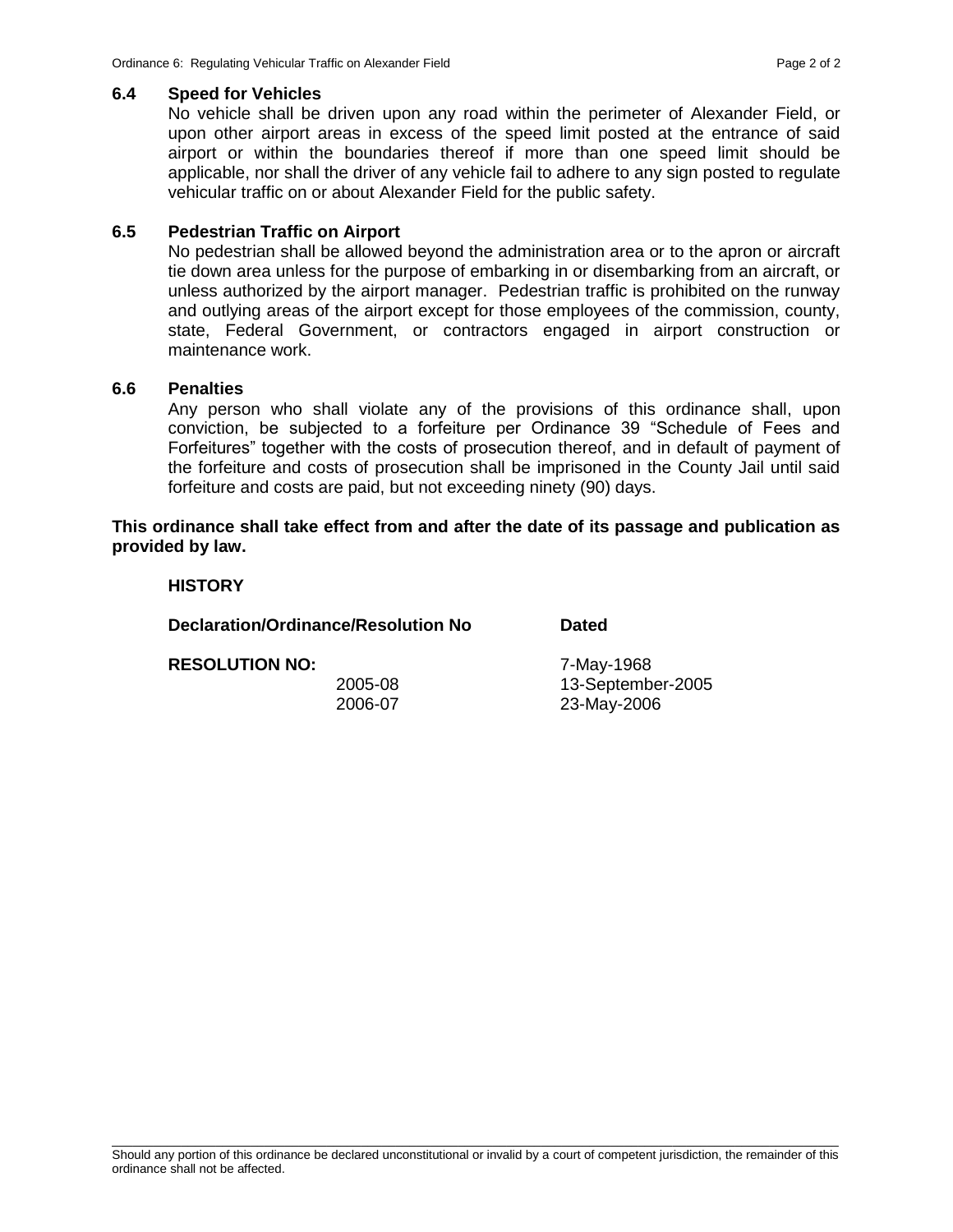### 6.4 Speed for Vehicles

No vehicle shall be driven upon any road within the perimeter of Alexander Field, or upon other airport areas in excess of the speed limit posted at the entrance of said airport or within the boundaries thereof if more than one speed limit should be applicable, nor shall the driver of any vehicle fail to adhere to any sign posted to regulate vehicular traffic on or about Alexander Field for the public safety.

### 6.5 Pedestrian Traffic on Airport

No pedestrian shall be allowed beyond the administration area or to the apron or aircraft tie down area unless for the purpose of embarking in or disembarking from an aircraft, or unless authorized by the airport manager. Pedestrian traffic is prohibited on the runway and outlying areas of the airport except for those employees of the commission, county, state, Federal Government, or contractors engaged in airport construction or maintenance work.

### 6.6 Penalties

Any person who shall violate any of the provisions of this ordinance shall, upon conviction, be subjected to a forfeiture per Ordinance 39 “Schedule of Fees and Forfeitures” together with the costs of prosecution thereof, and in default of payment of the forfeiture and costs of prosecution shall be imprisoned in the County Jail until said forfeiture and costs are paid, but not exceeding ninety (90) days.

**This ordinance shall take effect from and after the date of its passage and publication as provided by law.**

**HISTORY**

| Declaration/Ordinance/Resolution No | | Dated |
| --- | --- | --- |
| RESOLUTION NO: | | 7-May-1968 |
| | 2005-08 | 13-September-2005 |
| | 2006-07 | 23-May-2006 |

Should any portion of this ordinance be declared unconstitutional or invalid by a court of competent jurisdiction, the remainder of this ordinance shall not be affected.